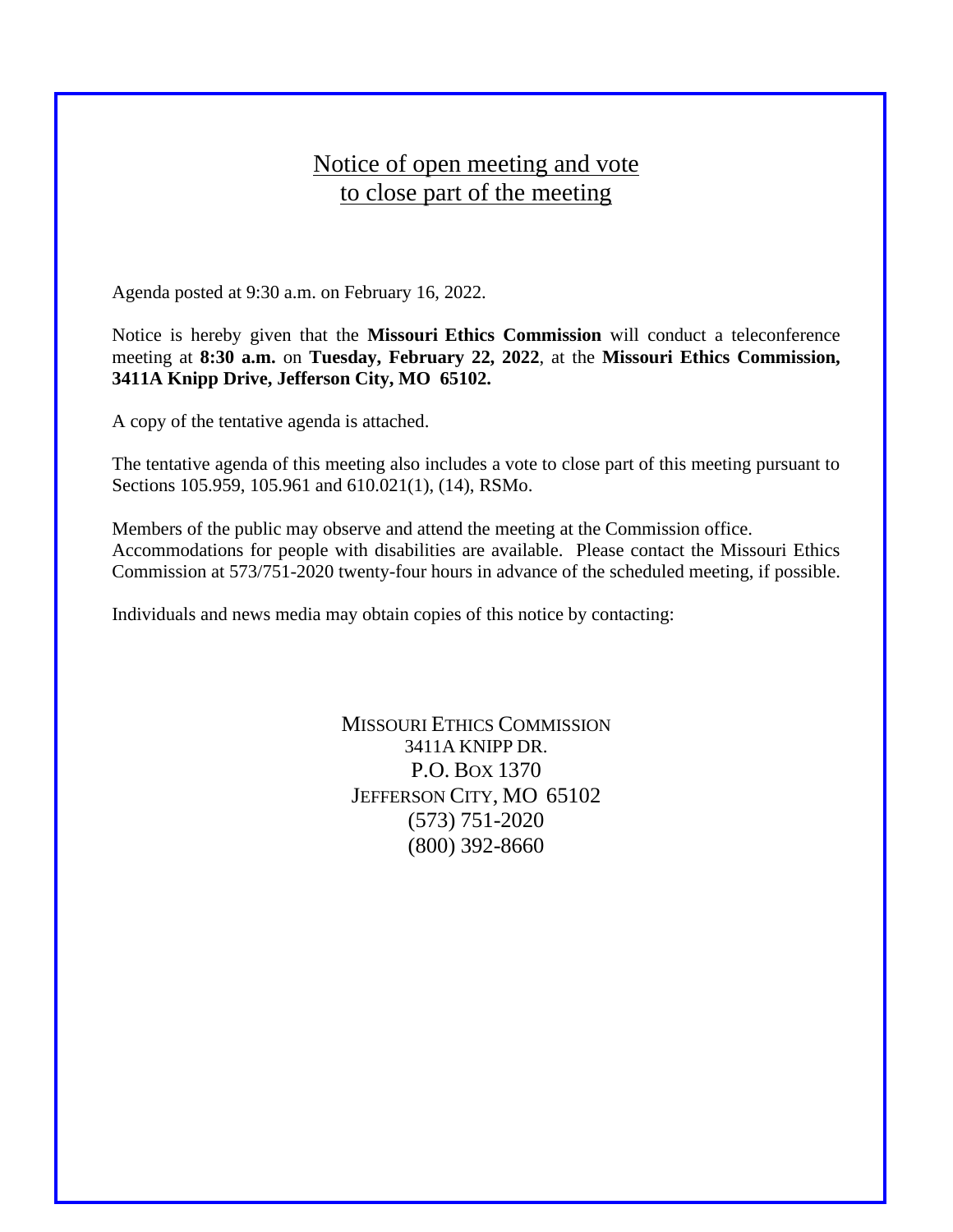# Notice of open meeting and vote to close part of the meeting

Agenda posted at 9:30 a.m. on February 16, 2022.

Notice is hereby given that the **Missouri Ethics Commission** will conduct a teleconference meeting at **8:30 a.m.** on **Tuesday, February 22, 2022**, at the **Missouri Ethics Commission, 3411A Knipp Drive, Jefferson City, MO 65102.**

A copy of the tentative agenda is attached.

The tentative agenda of this meeting also includes a vote to close part of this meeting pursuant to Sections 105.959, 105.961 and 610.021(1), (14), RSMo.

Members of the public may observe and attend the meeting at the Commission office.
Accommodations for people with disabilities are available. Please contact the Missouri Ethics Commission at 573/751-2020 twenty-four hours in advance of the scheduled meeting, if possible.

Individuals and news media may obtain copies of this notice by contacting:

MISSOURI ETHICS COMMISSION
3411A KNIPP DR.
P.O. BOX 1370
JEFFERSON CITY, MO 65102
(573) 751-2020
(800) 392-8660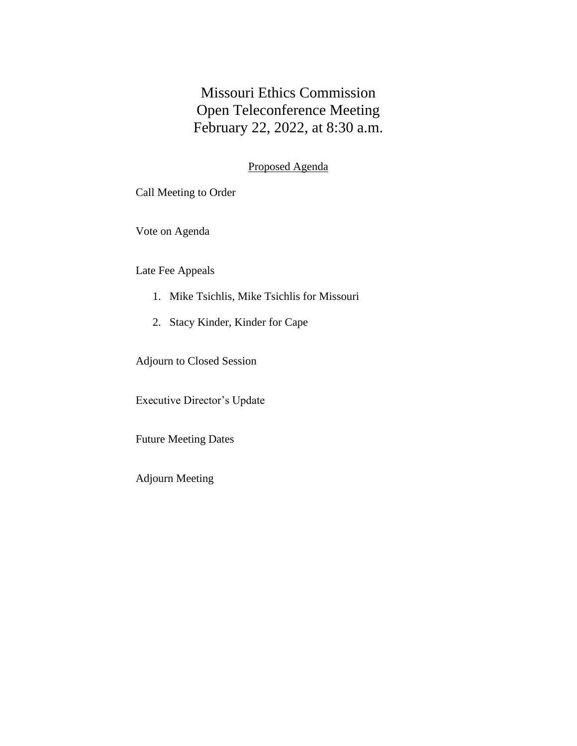# Missouri Ethics Commission
# Open Teleconference Meeting
# February 22, 2022, at 8:30 a.m.

Proposed Agenda

Call Meeting to Order

Vote on Agenda

Late Fee Appeals

1. Mike Tsichlis, Mike Tsichlis for Missouri
2. Stacy Kinder, Kinder for Cape

Adjourn to Closed Session

Executive Director's Update

Future Meeting Dates

Adjourn Meeting